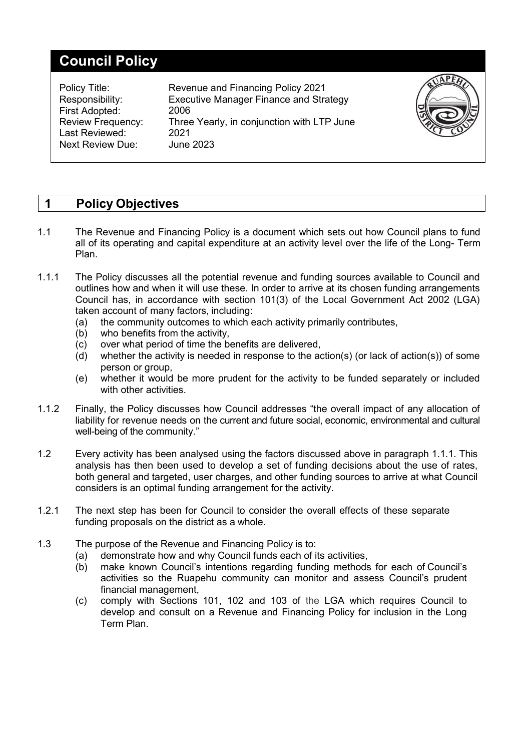# Council Policy

| | |
|---|---|
| Policy Title: | Revenue and Financing Policy 2021 |
| Responsibility: | Executive Manager Finance and Strategy |
| First Adopted: | 2006 |
| Review Frequency: | Three Yearly, in conjunction with LTP June |
| Last Reviewed: | 2021 |
| Next Review Due: | June 2023 |

## 1 Policy Objectives

1.1 The Revenue and Financing Policy is a document which sets out how Council plans to fund all of its operating and capital expenditure at an activity level over the life of the Long- Term Plan.

1.1.1 The Policy discusses all the potential revenue and funding sources available to Council and outlines how and when it will use these. In order to arrive at its chosen funding arrangements Council has, in accordance with section 101(3) of the Local Government Act 2002 (LGA) taken account of many factors, including:

- (a) the community outcomes to which each activity primarily contributes,
- (b) who benefits from the activity,
- (c) over what period of time the benefits are delivered,
- (d) whether the activity is needed in response to the action(s) (or lack of action(s)) of some person or group,
- (e) whether it would be more prudent for the activity to be funded separately or included with other activities.

1.1.2 Finally, the Policy discusses how Council addresses "the overall impact of any allocation of liability for revenue needs on the current and future social, economic, environmental and cultural well-being of the community."

1.2 Every activity has been analysed using the factors discussed above in paragraph 1.1.1. This analysis has then been used to develop a set of funding decisions about the use of rates, both general and targeted, user charges, and other funding sources to arrive at what Council considers is an optimal funding arrangement for the activity.

1.2.1 The next step has been for Council to consider the overall effects of these separate funding proposals on the district as a whole.

1.3 The purpose of the Revenue and Financing Policy is to:

- (a) demonstrate how and why Council funds each of its activities,
- (b) make known Council's intentions regarding funding methods for each of Council's activities so the Ruapehu community can monitor and assess Council's prudent financial management,
- (c) comply with Sections 101, 102 and 103 of the LGA which requires Council to develop and consult on a Revenue and Financing Policy for inclusion in the Long Term Plan.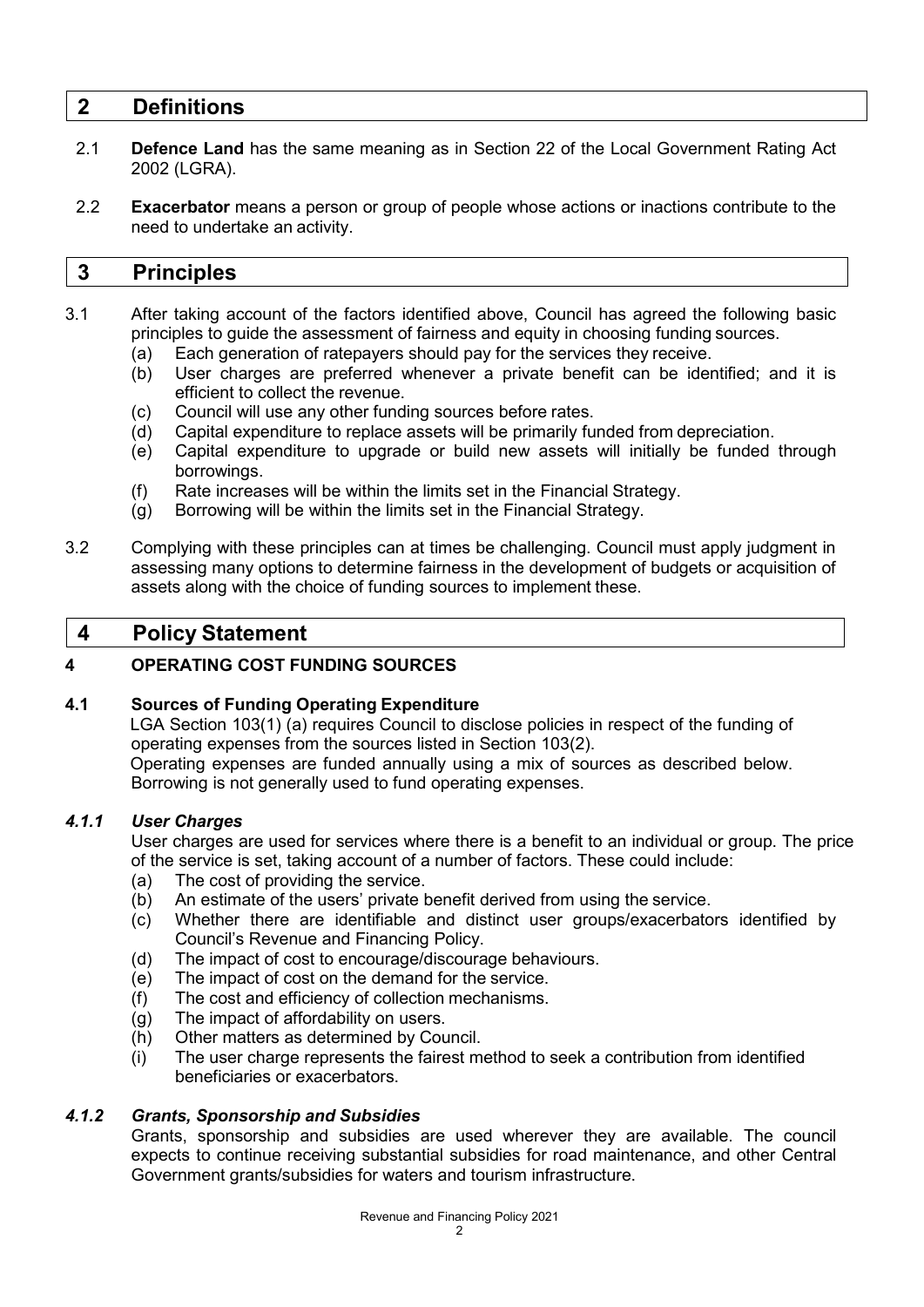## 2 Definitions

2.1 **Defence Land** has the same meaning as in Section 22 of the Local Government Rating Act 2002 (LGRA).

2.2 **Exacerbator** means a person or group of people whose actions or inactions contribute to the need to undertake an activity.

## 3 Principles

3.1 After taking account of the factors identified above, Council has agreed the following basic principles to guide the assessment of fairness and equity in choosing funding sources.

(a) Each generation of ratepayers should pay for the services they receive.
(b) User charges are preferred whenever a private benefit can be identified; and it is efficient to collect the revenue.
(c) Council will use any other funding sources before rates.
(d) Capital expenditure to replace assets will be primarily funded from depreciation.
(e) Capital expenditure to upgrade or build new assets will initially be funded through borrowings.
(f) Rate increases will be within the limits set in the Financial Strategy.
(g) Borrowing will be within the limits set in the Financial Strategy.

3.2 Complying with these principles can at times be challenging. Council must apply judgment in assessing many options to determine fairness in the development of budgets or acquisition of assets along with the choice of funding sources to implement these.

## 4 Policy Statement

### 4 OPERATING COST FUNDING SOURCES

### 4.1 Sources of Funding Operating Expenditure

LGA Section 103(1) (a) requires Council to disclose policies in respect of the funding of operating expenses from the sources listed in Section 103(2).

Operating expenses are funded annually using a mix of sources as described below. Borrowing is not generally used to fund operating expenses.

#### *4.1.1 User Charges*

User charges are used for services where there is a benefit to an individual or group. The price of the service is set, taking account of a number of factors. These could include:

(a) The cost of providing the service.
(b) An estimate of the users' private benefit derived from using the service.
(c) Whether there are identifiable and distinct user groups/exacerbators identified by Council's Revenue and Financing Policy.
(d) The impact of cost to encourage/discourage behaviours.
(e) The impact of cost on the demand for the service.
(f) The cost and efficiency of collection mechanisms.
(g) The impact of affordability on users.
(h) Other matters as determined by Council.
(i) The user charge represents the fairest method to seek a contribution from identified beneficiaries or exacerbators.

#### *4.1.2 Grants, Sponsorship and Subsidies*

Grants, sponsorship and subsidies are used wherever they are available. The council expects to continue receiving substantial subsidies for road maintenance, and other Central Government grants/subsidies for waters and tourism infrastructure.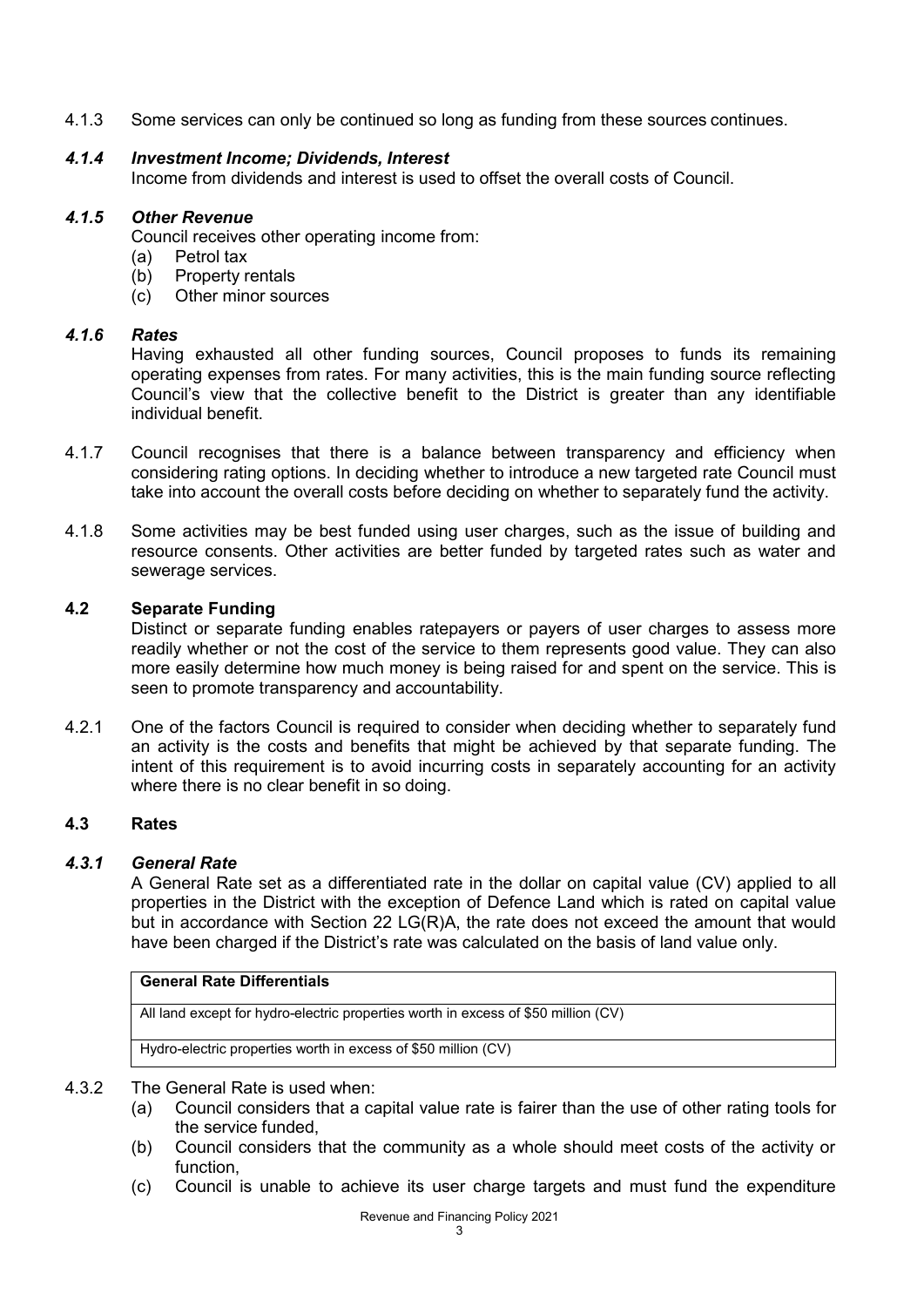4.1.3 Some services can only be continued so long as funding from these sources continues.

### *4.1.4 Investment Income; Dividends, Interest*

Income from dividends and interest is used to offset the overall costs of Council.

### *4.1.5 Other Revenue*

Council receives other operating income from:

(a) Petrol tax
(b) Property rentals
(c) Other minor sources

### *4.1.6 Rates*

Having exhausted all other funding sources, Council proposes to funds its remaining operating expenses from rates. For many activities, this is the main funding source reflecting Council's view that the collective benefit to the District is greater than any identifiable individual benefit.

4.1.7 Council recognises that there is a balance between transparency and efficiency when considering rating options. In deciding whether to introduce a new targeted rate Council must take into account the overall costs before deciding on whether to separately fund the activity.

4.1.8 Some activities may be best funded using user charges, such as the issue of building and resource consents. Other activities are better funded by targeted rates such as water and sewerage services.

## 4.2 Separate Funding

Distinct or separate funding enables ratepayers or payers of user charges to assess more readily whether or not the cost of the service to them represents good value. They can also more easily determine how much money is being raised for and spent on the service. This is seen to promote transparency and accountability.

4.2.1 One of the factors Council is required to consider when deciding whether to separately fund an activity is the costs and benefits that might be achieved by that separate funding. The intent of this requirement is to avoid incurring costs in separately accounting for an activity where there is no clear benefit in so doing.

## 4.3 Rates

### *4.3.1 General Rate*

A General Rate set as a differentiated rate in the dollar on capital value (CV) applied to all properties in the District with the exception of Defence Land which is rated on capital value but in accordance with Section 22 LG(R)A, the rate does not exceed the amount that would have been charged if the District's rate was calculated on the basis of land value only.

| **General Rate Differentials** |
| --- |
| All land except for hydro-electric properties worth in excess of $50 million (CV) |
| Hydro-electric properties worth in excess of $50 million (CV) |

4.3.2 The General Rate is used when:

(a) Council considers that a capital value rate is fairer than the use of other rating tools for the service funded,
(b) Council considers that the community as a whole should meet costs of the activity or function,
(c) Council is unable to achieve its user charge targets and must fund the expenditure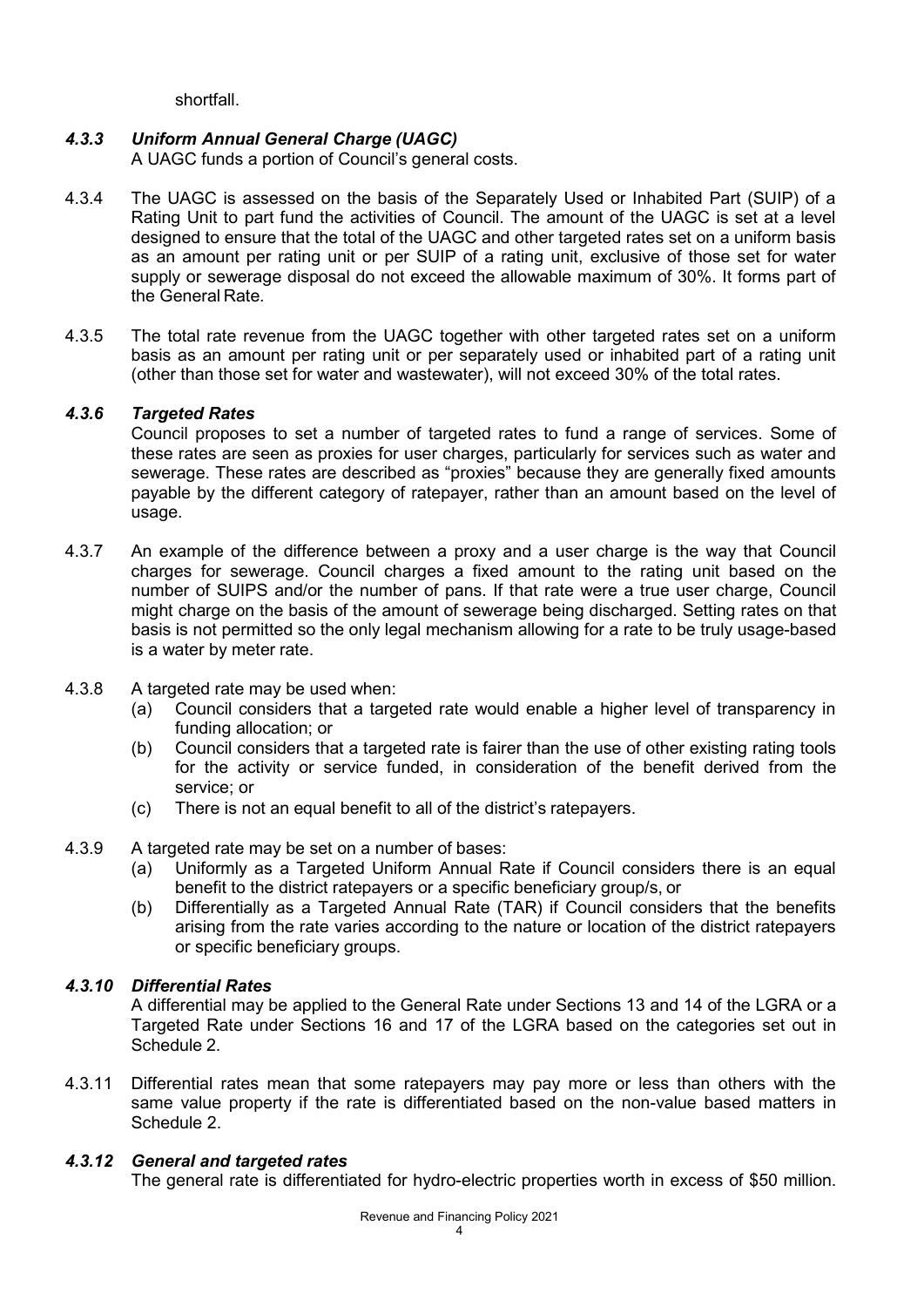shortfall.

### *4.3.3 Uniform Annual General Charge (UAGC)*

A UAGC funds a portion of Council's general costs.

4.3.4 The UAGC is assessed on the basis of the Separately Used or Inhabited Part (SUIP) of a Rating Unit to part fund the activities of Council. The amount of the UAGC is set at a level designed to ensure that the total of the UAGC and other targeted rates set on a uniform basis as an amount per rating unit or per SUIP of a rating unit, exclusive of those set for water supply or sewerage disposal do not exceed the allowable maximum of 30%. It forms part of the General Rate.

4.3.5 The total rate revenue from the UAGC together with other targeted rates set on a uniform basis as an amount per rating unit or per separately used or inhabited part of a rating unit (other than those set for water and wastewater), will not exceed 30% of the total rates.

### *4.3.6 Targeted Rates*

Council proposes to set a number of targeted rates to fund a range of services. Some of these rates are seen as proxies for user charges, particularly for services such as water and sewerage. These rates are described as "proxies" because they are generally fixed amounts payable by the different category of ratepayer, rather than an amount based on the level of usage.

4.3.7 An example of the difference between a proxy and a user charge is the way that Council charges for sewerage. Council charges a fixed amount to the rating unit based on the number of SUIPS and/or the number of pans. If that rate were a true user charge, Council might charge on the basis of the amount of sewerage being discharged. Setting rates on that basis is not permitted so the only legal mechanism allowing for a rate to be truly usage-based is a water by meter rate.

4.3.8 A targeted rate may be used when:

(a) Council considers that a targeted rate would enable a higher level of transparency in funding allocation; or

(b) Council considers that a targeted rate is fairer than the use of other existing rating tools for the activity or service funded, in consideration of the benefit derived from the service; or

(c) There is not an equal benefit to all of the district's ratepayers.

4.3.9 A targeted rate may be set on a number of bases:

(a) Uniformly as a Targeted Uniform Annual Rate if Council considers there is an equal benefit to the district ratepayers or a specific beneficiary group/s, or

(b) Differentially as a Targeted Annual Rate (TAR) if Council considers that the benefits arising from the rate varies according to the nature or location of the district ratepayers or specific beneficiary groups.

### *4.3.10 Differential Rates*

A differential may be applied to the General Rate under Sections 13 and 14 of the LGRA or a Targeted Rate under Sections 16 and 17 of the LGRA based on the categories set out in Schedule 2.

4.3.11 Differential rates mean that some ratepayers may pay more or less than others with the same value property if the rate is differentiated based on the non-value based matters in Schedule 2.

### *4.3.12 General and targeted rates*

The general rate is differentiated for hydro-electric properties worth in excess of $50 million.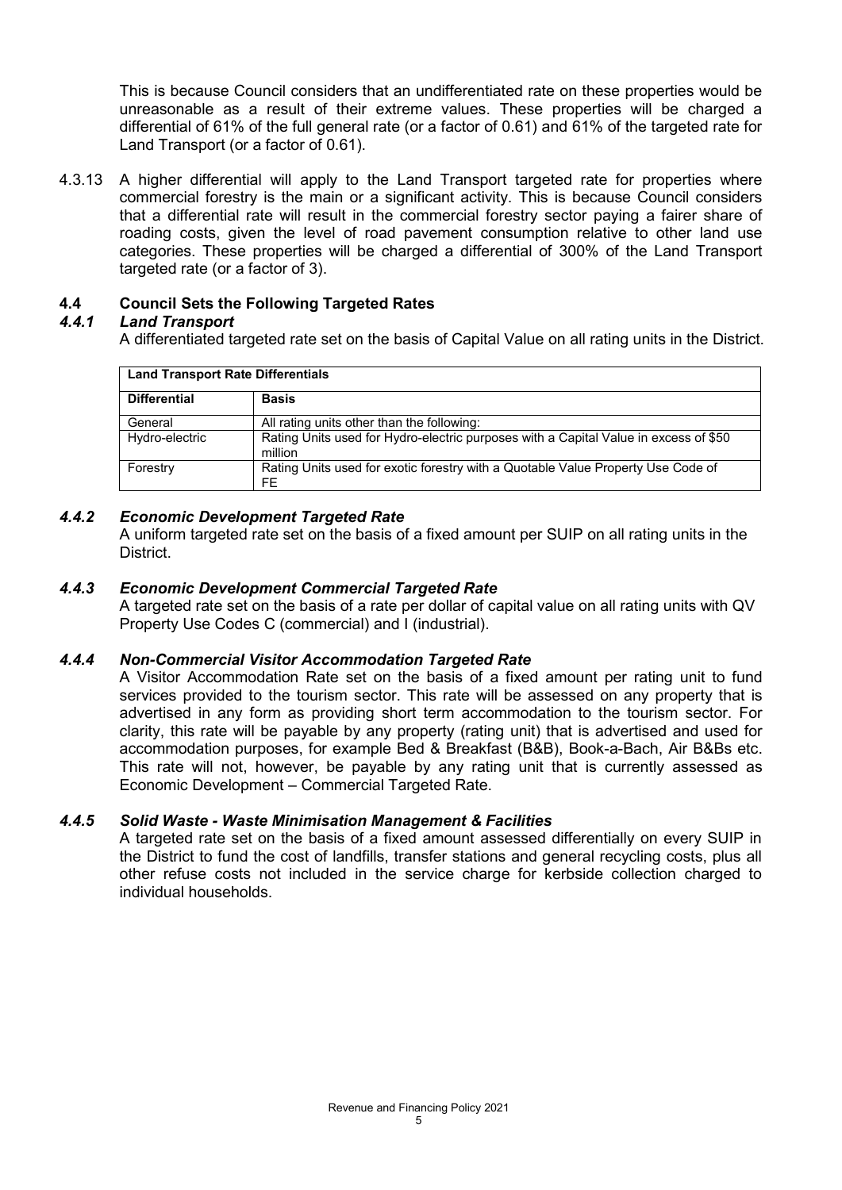This is because Council considers that an undifferentiated rate on these properties would be unreasonable as a result of their extreme values. These properties will be charged a differential of 61% of the full general rate (or a factor of 0.61) and 61% of the targeted rate for Land Transport (or a factor of 0.61).

4.3.13 A higher differential will apply to the Land Transport targeted rate for properties where commercial forestry is the main or a significant activity. This is because Council considers that a differential rate will result in the commercial forestry sector paying a fairer share of roading costs, given the level of road pavement consumption relative to other land use categories. These properties will be charged a differential of 300% of the Land Transport targeted rate (or a factor of 3).

## 4.4 Council Sets the Following Targeted Rates

### *4.4.1 Land Transport*

A differentiated targeted rate set on the basis of Capital Value on all rating units in the District.

| **Land Transport Rate Differentials** | |
|---|---|
| **Differential** | **Basis** |
| General | All rating units other than the following: |
| Hydro-electric | Rating Units used for Hydro-electric purposes with a Capital Value in excess of $50 million |
| Forestry | Rating Units used for exotic forestry with a Quotable Value Property Use Code of FE |

### *4.4.2 Economic Development Targeted Rate*

A uniform targeted rate set on the basis of a fixed amount per SUIP on all rating units in the District.

### *4.4.3 Economic Development Commercial Targeted Rate*

A targeted rate set on the basis of a rate per dollar of capital value on all rating units with QV Property Use Codes C (commercial) and I (industrial).

### *4.4.4 Non-Commercial Visitor Accommodation Targeted Rate*

A Visitor Accommodation Rate set on the basis of a fixed amount per rating unit to fund services provided to the tourism sector. This rate will be assessed on any property that is advertised in any form as providing short term accommodation to the tourism sector. For clarity, this rate will be payable by any property (rating unit) that is advertised and used for accommodation purposes, for example Bed & Breakfast (B&B), Book-a-Bach, Air B&Bs etc. This rate will not, however, be payable by any rating unit that is currently assessed as Economic Development – Commercial Targeted Rate.

### *4.4.5 Solid Waste - Waste Minimisation Management & Facilities*

A targeted rate set on the basis of a fixed amount assessed differentially on every SUIP in the District to fund the cost of landfills, transfer stations and general recycling costs, plus all other refuse costs not included in the service charge for kerbside collection charged to individual households.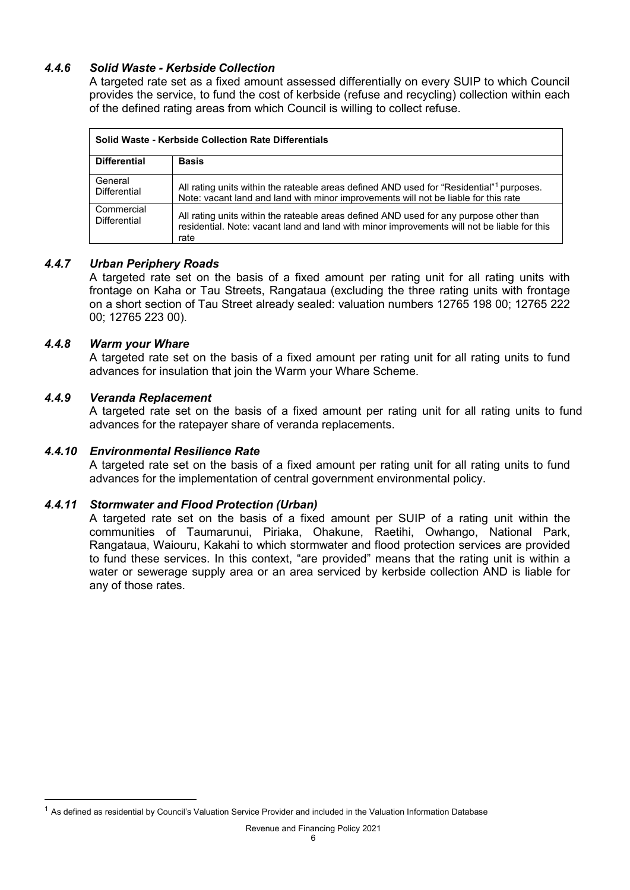### *4.4.6 Solid Waste - Kerbside Collection*

A targeted rate set as a fixed amount assessed differentially on every SUIP to which Council provides the service, to fund the cost of kerbside (refuse and recycling) collection within each of the defined rating areas from which Council is willing to collect refuse.

| **Solid Waste - Kerbside Collection Rate Differentials** | |
|---|---|
| **Differential** | **Basis** |
| General Differential | All rating units within the rateable areas defined AND used for "Residential"[1] purposes. Note: vacant land and land with minor improvements will not be liable for this rate |
| Commercial Differential | All rating units within the rateable areas defined AND used for any purpose other than residential. Note: vacant land and land with minor improvements will not be liable for this rate |

### *4.4.7 Urban Periphery Roads*

A targeted rate set on the basis of a fixed amount per rating unit for all rating units with frontage on Kaha or Tau Streets, Rangataua (excluding the three rating units with frontage on a short section of Tau Street already sealed: valuation numbers 12765 198 00; 12765 222 00; 12765 223 00).

### *4.4.8 Warm your Whare*

A targeted rate set on the basis of a fixed amount per rating unit for all rating units to fund advances for insulation that join the Warm your Whare Scheme.

### *4.4.9 Veranda Replacement*

A targeted rate set on the basis of a fixed amount per rating unit for all rating units to fund advances for the ratepayer share of veranda replacements.

### *4.4.10 Environmental Resilience Rate*

A targeted rate set on the basis of a fixed amount per rating unit for all rating units to fund advances for the implementation of central government environmental policy.

### *4.4.11 Stormwater and Flood Protection (Urban)*

A targeted rate set on the basis of a fixed amount per SUIP of a rating unit within the communities of Taumarunui, Piriaka, Ohakune, Raetihi, Owhango, National Park, Rangataua, Waiouru, Kakahi to which stormwater and flood protection services are provided to fund these services. In this context, "are provided" means that the rating unit is within a water or sewerage supply area or an area serviced by kerbside collection AND is liable for any of those rates.

---

[1] As defined as residential by Council's Valuation Service Provider and included in the Valuation Information Database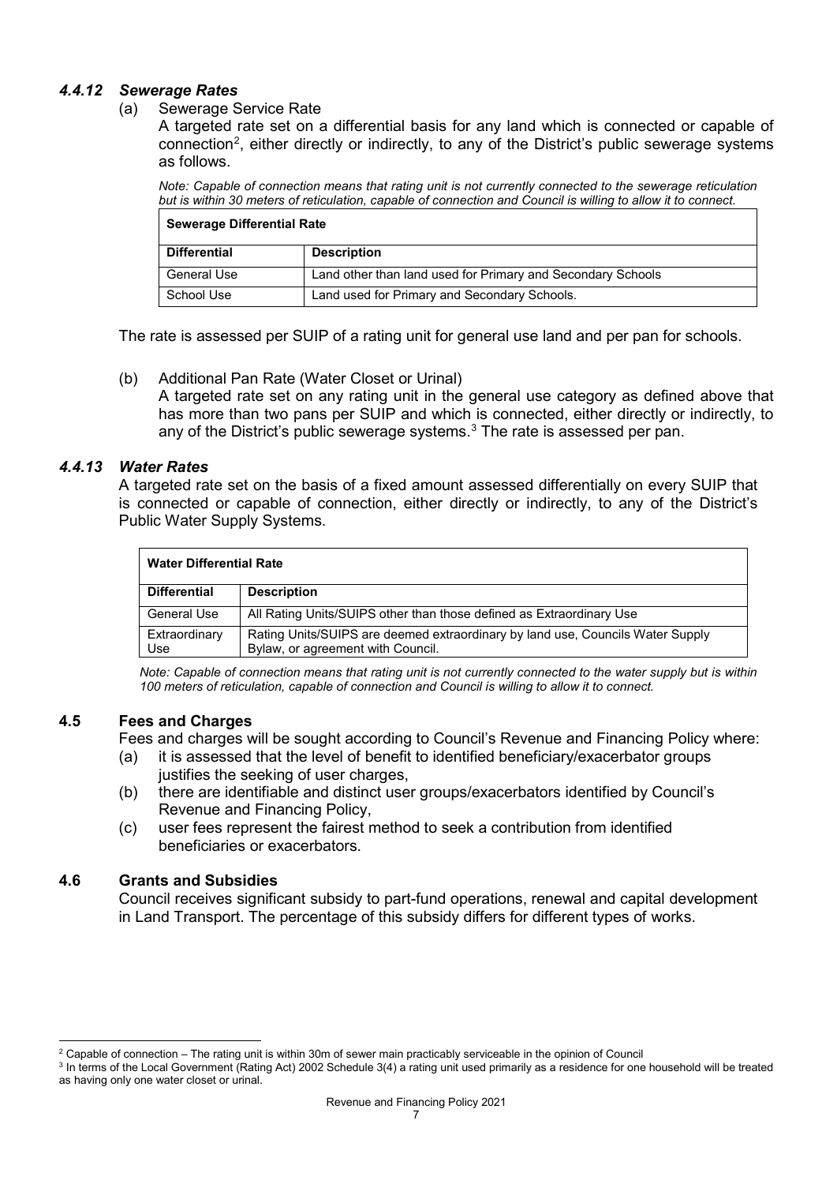#### *4.4.12 Sewerage Rates*

(a) Sewerage Service Rate

A targeted rate set on a differential basis for any land which is connected or capable of connection[2], either directly or indirectly, to any of the District's public sewerage systems as follows.

*Note: Capable of connection means that rating unit is not currently connected to the sewerage reticulation but is within 30 meters of reticulation, capable of connection and Council is willing to allow it to connect.*

| **Sewerage Differential Rate** | |
|---|---|
| **Differential** | **Description** |
| General Use | Land other than land used for Primary and Secondary Schools |
| School Use | Land used for Primary and Secondary Schools. |

The rate is assessed per SUIP of a rating unit for general use land and per pan for schools.

(b) Additional Pan Rate (Water Closet or Urinal)

A targeted rate set on any rating unit in the general use category as defined above that has more than two pans per SUIP and which is connected, either directly or indirectly, to any of the District's public sewerage systems.[3] The rate is assessed per pan.

#### *4.4.13 Water Rates*

A targeted rate set on the basis of a fixed amount assessed differentially on every SUIP that is connected or capable of connection, either directly or indirectly, to any of the District's Public Water Supply Systems.

| **Water Differential Rate** | |
|---|---|
| **Differential** | **Description** |
| General Use | All Rating Units/SUIPS other than those defined as Extraordinary Use |
| Extraordinary Use | Rating Units/SUIPS are deemed extraordinary by land use, Councils Water Supply Bylaw, or agreement with Council. |

*Note: Capable of connection means that rating unit is not currently connected to the water supply but is within 100 meters of reticulation, capable of connection and Council is willing to allow it to connect.*

### 4.5 Fees and Charges

Fees and charges will be sought according to Council's Revenue and Financing Policy where:

(a) it is assessed that the level of benefit to identified beneficiary/exacerbator groups justifies the seeking of user charges,

(b) there are identifiable and distinct user groups/exacerbators identified by Council's Revenue and Financing Policy,

(c) user fees represent the fairest method to seek a contribution from identified beneficiaries or exacerbators.

### 4.6 Grants and Subsidies

Council receives significant subsidy to part-fund operations, renewal and capital development in Land Transport. The percentage of this subsidy differs for different types of works.

---

[2] Capable of connection – The rating unit is within 30m of sewer main practicably serviceable in the opinion of Council

[3] In terms of the Local Government (Rating Act) 2002 Schedule 3(4) a rating unit used primarily as a residence for one household will be treated as having only one water closet or urinal.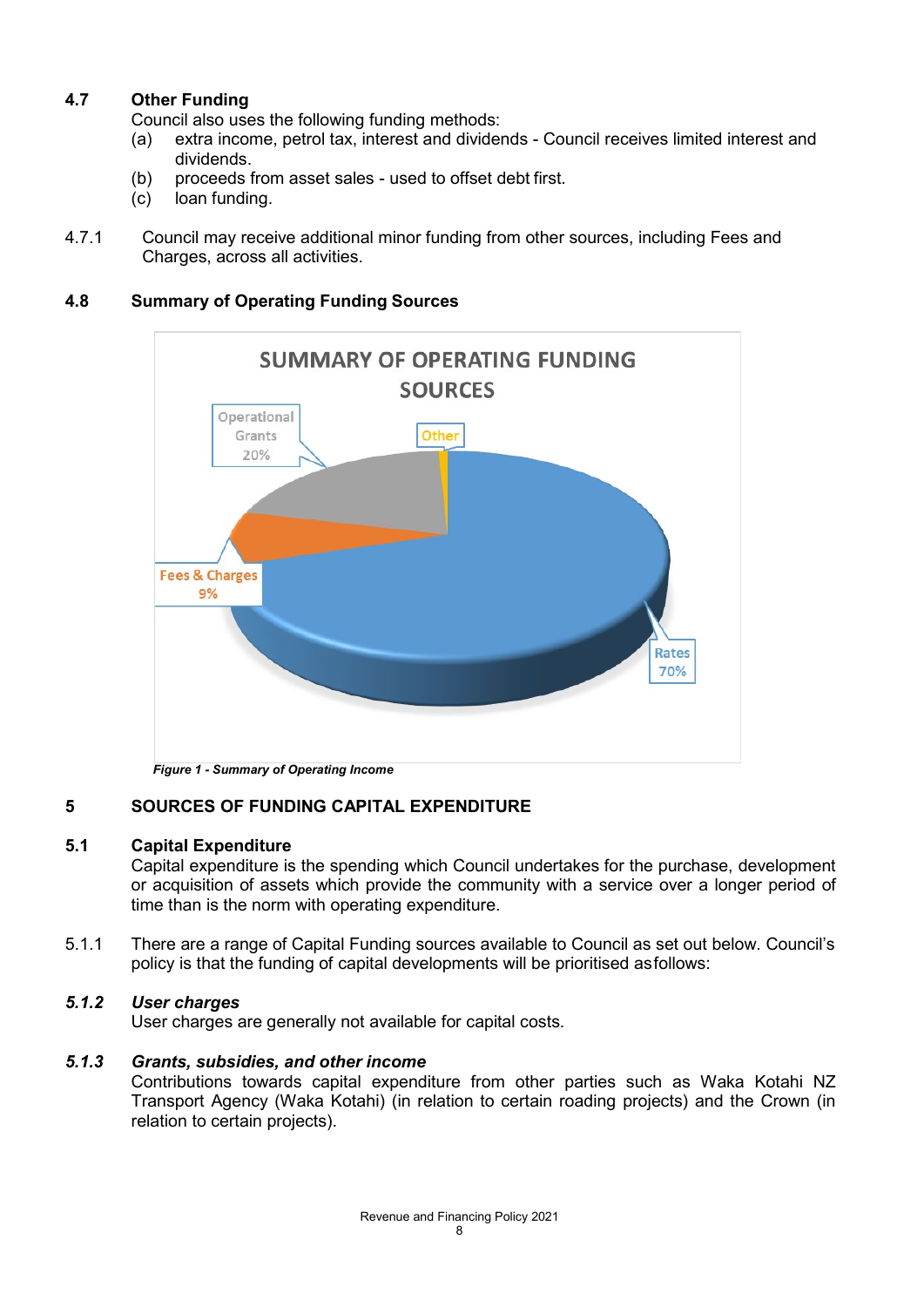### 4.7 Other Funding

Council also uses the following funding methods:

(a) extra income, petrol tax, interest and dividends - Council receives limited interest and dividends.
(b) proceeds from asset sales - used to offset debt first.
(c) loan funding.

4.7.1 Council may receive additional minor funding from other sources, including Fees and Charges, across all activities.

### 4.8 Summary of Operating Funding Sources

SUMMARY OF OPERATING FUNDING SOURCES

- Operational Grants 20%
- Other
- Fees & Charges 9%
- Rates 70%

*Figure 1 - Summary of Operating Income*

## 5 SOURCES OF FUNDING CAPITAL EXPENDITURE

### 5.1 Capital Expenditure

Capital expenditure is the spending which Council undertakes for the purchase, development or acquisition of assets which provide the community with a service over a longer period of time than is the norm with operating expenditure.

5.1.1 There are a range of Capital Funding sources available to Council as set out below. Council's policy is that the funding of capital developments will be prioritised as follows:

#### *5.1.2 User charges*

User charges are generally not available for capital costs.

#### *5.1.3 Grants, subsidies, and other income*

Contributions towards capital expenditure from other parties such as Waka Kotahi NZ Transport Agency (Waka Kotahi) (in relation to certain roading projects) and the Crown (in relation to certain projects).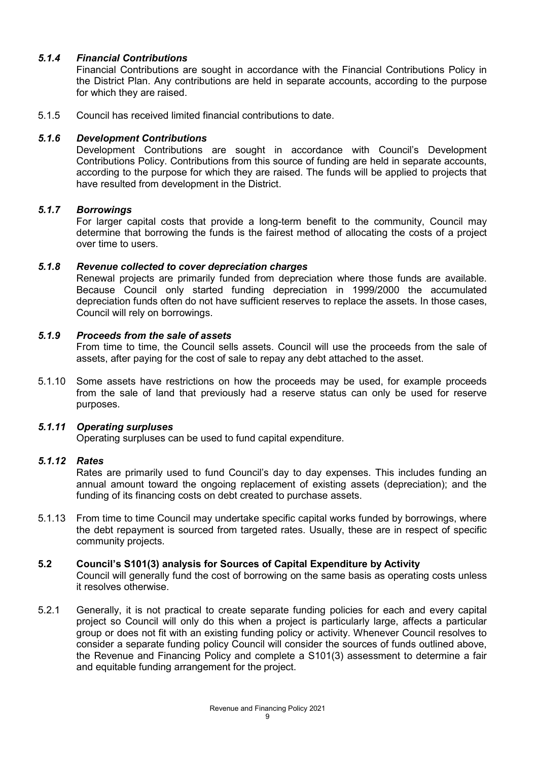### *5.1.4 Financial Contributions*

Financial Contributions are sought in accordance with the Financial Contributions Policy in the District Plan. Any contributions are held in separate accounts, according to the purpose for which they are raised.

5.1.5 Council has received limited financial contributions to date.

### *5.1.6 Development Contributions*

Development Contributions are sought in accordance with Council's Development Contributions Policy. Contributions from this source of funding are held in separate accounts, according to the purpose for which they are raised. The funds will be applied to projects that have resulted from development in the District.

### *5.1.7 Borrowings*

For larger capital costs that provide a long-term benefit to the community, Council may determine that borrowing the funds is the fairest method of allocating the costs of a project over time to users.

### *5.1.8 Revenue collected to cover depreciation charges*

Renewal projects are primarily funded from depreciation where those funds are available. Because Council only started funding depreciation in 1999/2000 the accumulated depreciation funds often do not have sufficient reserves to replace the assets. In those cases, Council will rely on borrowings.

### *5.1.9 Proceeds from the sale of assets*

From time to time, the Council sells assets. Council will use the proceeds from the sale of assets, after paying for the cost of sale to repay any debt attached to the asset.

5.1.10 Some assets have restrictions on how the proceeds may be used, for example proceeds from the sale of land that previously had a reserve status can only be used for reserve purposes.

### *5.1.11 Operating surpluses*

Operating surpluses can be used to fund capital expenditure.

### *5.1.12 Rates*

Rates are primarily used to fund Council's day to day expenses. This includes funding an annual amount toward the ongoing replacement of existing assets (depreciation); and the funding of its financing costs on debt created to purchase assets.

5.1.13 From time to time Council may undertake specific capital works funded by borrowings, where the debt repayment is sourced from targeted rates. Usually, these are in respect of specific community projects.

## **5.2 Council's S101(3) analysis for Sources of Capital Expenditure by Activity**

Council will generally fund the cost of borrowing on the same basis as operating costs unless it resolves otherwise.

5.2.1 Generally, it is not practical to create separate funding policies for each and every capital project so Council will only do this when a project is particularly large, affects a particular group or does not fit with an existing funding policy or activity. Whenever Council resolves to consider a separate funding policy Council will consider the sources of funds outlined above, the Revenue and Financing Policy and complete a S101(3) assessment to determine a fair and equitable funding arrangement for the project.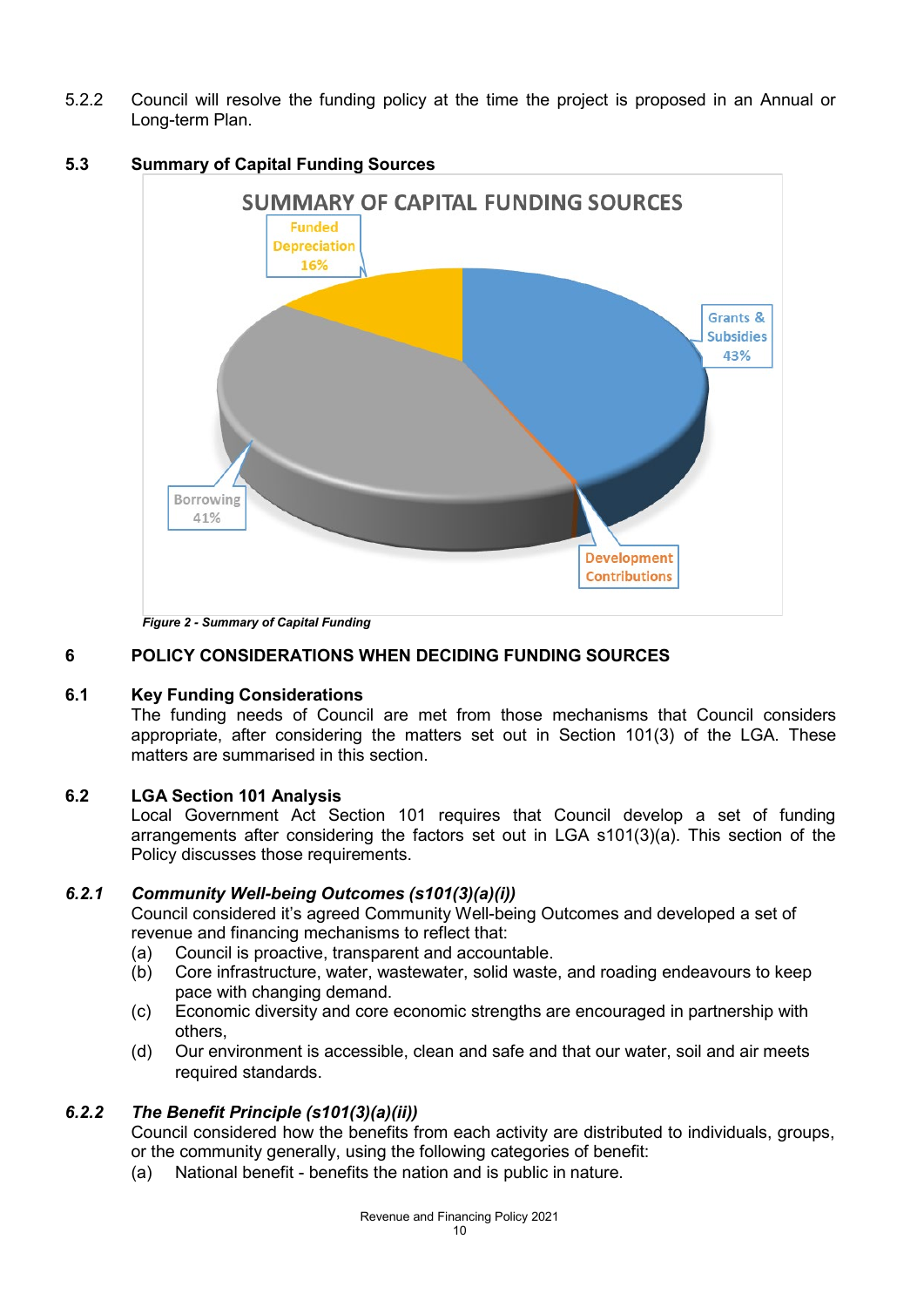5.2.2 Council will resolve the funding policy at the time the project is proposed in an Annual or Long-term Plan.

### 5.3 Summary of Capital Funding Sources

*Figure 2 - Summary of Capital Funding*

## 6 POLICY CONSIDERATIONS WHEN DECIDING FUNDING SOURCES

### 6.1 Key Funding Considerations

The funding needs of Council are met from those mechanisms that Council considers appropriate, after considering the matters set out in Section 101(3) of the LGA. These matters are summarised in this section.

### 6.2 LGA Section 101 Analysis

Local Government Act Section 101 requires that Council develop a set of funding arrangements after considering the factors set out in LGA s101(3)(a). This section of the Policy discusses those requirements.

#### *6.2.1 Community Well-being Outcomes (s101(3)(a)(i))*

Council considered it's agreed Community Well-being Outcomes and developed a set of revenue and financing mechanisms to reflect that:

(a) Council is proactive, transparent and accountable.
(b) Core infrastructure, water, wastewater, solid waste, and roading endeavours to keep pace with changing demand.
(c) Economic diversity and core economic strengths are encouraged in partnership with others,
(d) Our environment is accessible, clean and safe and that our water, soil and air meets required standards.

#### *6.2.2 The Benefit Principle (s101(3)(a)(ii))*

Council considered how the benefits from each activity are distributed to individuals, groups, or the community generally, using the following categories of benefit:

(a) National benefit - benefits the nation and is public in nature.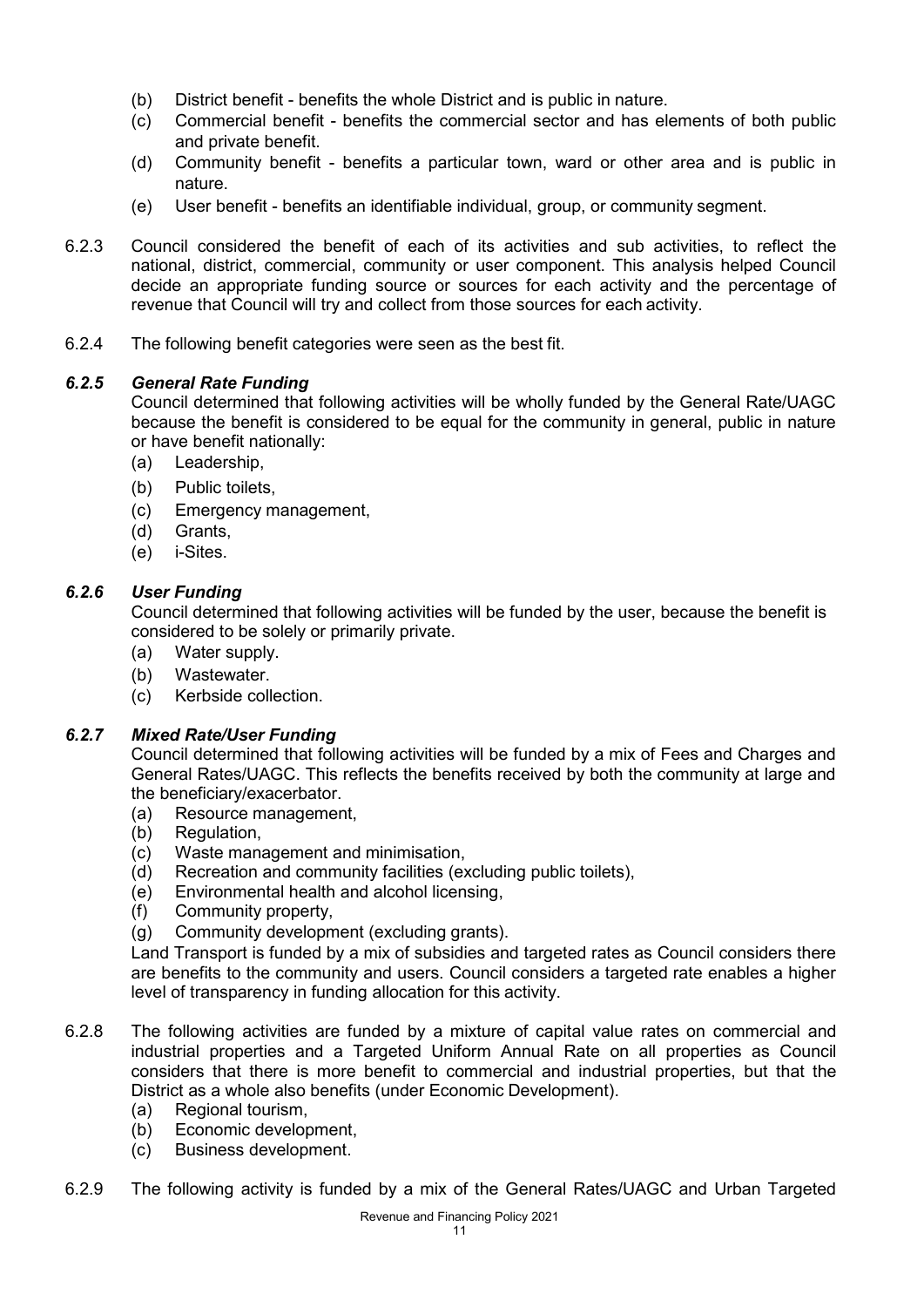(b) District benefit - benefits the whole District and is public in nature.
(c) Commercial benefit - benefits the commercial sector and has elements of both public and private benefit.
(d) Community benefit - benefits a particular town, ward or other area and is public in nature.
(e) User benefit - benefits an identifiable individual, group, or community segment.

6.2.3 Council considered the benefit of each of its activities and sub activities, to reflect the national, district, commercial, community or user component. This analysis helped Council decide an appropriate funding source or sources for each activity and the percentage of revenue that Council will try and collect from those sources for each activity.

6.2.4 The following benefit categories were seen as the best fit.

### *6.2.5 General Rate Funding*

Council determined that following activities will be wholly funded by the General Rate/UAGC because the benefit is considered to be equal for the community in general, public in nature or have benefit nationally:

(a) Leadership,
(b) Public toilets,
(c) Emergency management,
(d) Grants,
(e) i-Sites.

### *6.2.6 User Funding*

Council determined that following activities will be funded by the user, because the benefit is considered to be solely or primarily private.

(a) Water supply.
(b) Wastewater.
(c) Kerbside collection.

### *6.2.7 Mixed Rate/User Funding*

Council determined that following activities will be funded by a mix of Fees and Charges and General Rates/UAGC. This reflects the benefits received by both the community at large and the beneficiary/exacerbator.

(a) Resource management,
(b) Regulation,
(c) Waste management and minimisation,
(d) Recreation and community facilities (excluding public toilets),
(e) Environmental health and alcohol licensing,
(f) Community property,
(g) Community development (excluding grants).

Land Transport is funded by a mix of subsidies and targeted rates as Council considers there are benefits to the community and users. Council considers a targeted rate enables a higher level of transparency in funding allocation for this activity.

6.2.8 The following activities are funded by a mixture of capital value rates on commercial and industrial properties and a Targeted Uniform Annual Rate on all properties as Council considers that there is more benefit to commercial and industrial properties, but that the District as a whole also benefits (under Economic Development).

(a) Regional tourism,
(b) Economic development,
(c) Business development.

6.2.9 The following activity is funded by a mix of the General Rates/UAGC and Urban Targeted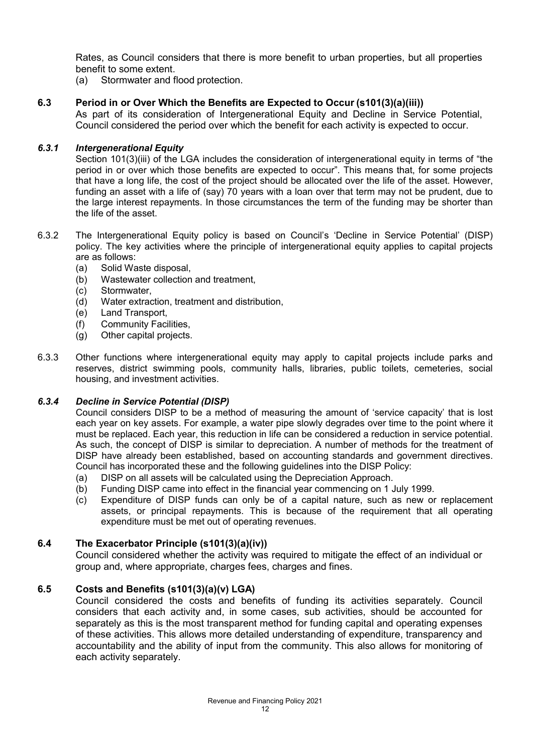Rates, as Council considers that there is more benefit to urban properties, but all properties benefit to some extent.

(a) Stormwater and flood protection.

## 6.3 Period in or Over Which the Benefits are Expected to Occur (s101(3)(a)(iii))

As part of its consideration of Intergenerational Equity and Decline in Service Potential, Council considered the period over which the benefit for each activity is expected to occur.

### *6.3.1 Intergenerational Equity*

Section 101(3)(iii) of the LGA includes the consideration of intergenerational equity in terms of "the period in or over which those benefits are expected to occur". This means that, for some projects that have a long life, the cost of the project should be allocated over the life of the asset. However, funding an asset with a life of (say) 70 years with a loan over that term may not be prudent, due to the large interest repayments. In those circumstances the term of the funding may be shorter than the life of the asset.

6.3.2 The Intergenerational Equity policy is based on Council's 'Decline in Service Potential' (DISP) policy. The key activities where the principle of intergenerational equity applies to capital projects are as follows:

(a) Solid Waste disposal,
(b) Wastewater collection and treatment,
(c) Stormwater,
(d) Water extraction, treatment and distribution,
(e) Land Transport,
(f) Community Facilities,
(g) Other capital projects.

6.3.3 Other functions where intergenerational equity may apply to capital projects include parks and reserves, district swimming pools, community halls, libraries, public toilets, cemeteries, social housing, and investment activities.

### *6.3.4 Decline in Service Potential (DISP)*

Council considers DISP to be a method of measuring the amount of 'service capacity' that is lost each year on key assets. For example, a water pipe slowly degrades over time to the point where it must be replaced. Each year, this reduction in life can be considered a reduction in service potential. As such, the concept of DISP is similar to depreciation. A number of methods for the treatment of DISP have already been established, based on accounting standards and government directives. Council has incorporated these and the following guidelines into the DISP Policy:

(a) DISP on all assets will be calculated using the Depreciation Approach.
(b) Funding DISP came into effect in the financial year commencing on 1 July 1999.
(c) Expenditure of DISP funds can only be of a capital nature, such as new or replacement assets, or principal repayments. This is because of the requirement that all operating expenditure must be met out of operating revenues.

## 6.4 The Exacerbator Principle (s101(3)(a)(iv))

Council considered whether the activity was required to mitigate the effect of an individual or group and, where appropriate, charges fees, charges and fines.

## 6.5 Costs and Benefits (s101(3)(a)(v) LGA)

Council considered the costs and benefits of funding its activities separately. Council considers that each activity and, in some cases, sub activities, should be accounted for separately as this is the most transparent method for funding capital and operating expenses of these activities. This allows more detailed understanding of expenditure, transparency and accountability and the ability of input from the community. This also allows for monitoring of each activity separately.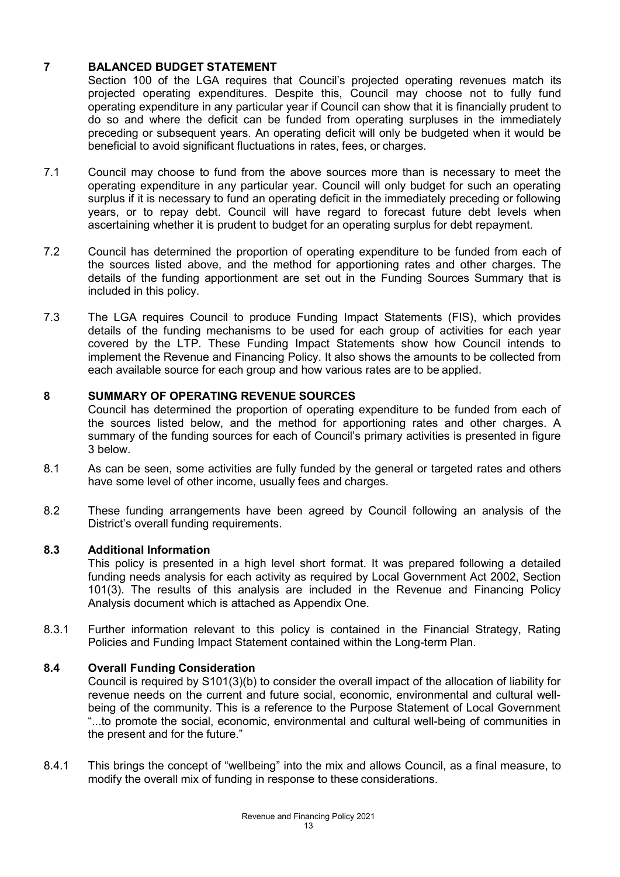## 7 BALANCED BUDGET STATEMENT

Section 100 of the LGA requires that Council's projected operating revenues match its projected operating expenditures. Despite this, Council may choose not to fully fund operating expenditure in any particular year if Council can show that it is financially prudent to do so and where the deficit can be funded from operating surpluses in the immediately preceding or subsequent years. An operating deficit will only be budgeted when it would be beneficial to avoid significant fluctuations in rates, fees, or charges.

7.1 Council may choose to fund from the above sources more than is necessary to meet the operating expenditure in any particular year. Council will only budget for such an operating surplus if it is necessary to fund an operating deficit in the immediately preceding or following years, or to repay debt. Council will have regard to forecast future debt levels when ascertaining whether it is prudent to budget for an operating surplus for debt repayment.

7.2 Council has determined the proportion of operating expenditure to be funded from each of the sources listed above, and the method for apportioning rates and other charges. The details of the funding apportionment are set out in the Funding Sources Summary that is included in this policy.

7.3 The LGA requires Council to produce Funding Impact Statements (FIS), which provides details of the funding mechanisms to be used for each group of activities for each year covered by the LTP. These Funding Impact Statements show how Council intends to implement the Revenue and Financing Policy. It also shows the amounts to be collected from each available source for each group and how various rates are to be applied.

## 8 SUMMARY OF OPERATING REVENUE SOURCES

Council has determined the proportion of operating expenditure to be funded from each of the sources listed below, and the method for apportioning rates and other charges. A summary of the funding sources for each of Council's primary activities is presented in figure 3 below.

8.1 As can be seen, some activities are fully funded by the general or targeted rates and others have some level of other income, usually fees and charges.

8.2 These funding arrangements have been agreed by Council following an analysis of the District's overall funding requirements.

### 8.3 Additional Information

This policy is presented in a high level short format. It was prepared following a detailed funding needs analysis for each activity as required by Local Government Act 2002, Section 101(3). The results of this analysis are included in the Revenue and Financing Policy Analysis document which is attached as Appendix One.

8.3.1 Further information relevant to this policy is contained in the Financial Strategy, Rating Policies and Funding Impact Statement contained within the Long-term Plan.

### 8.4 Overall Funding Consideration

Council is required by S101(3)(b) to consider the overall impact of the allocation of liability for revenue needs on the current and future social, economic, environmental and cultural well-being of the community. This is a reference to the Purpose Statement of Local Government "...to promote the social, economic, environmental and cultural well-being of communities in the present and for the future."

8.4.1 This brings the concept of "wellbeing" into the mix and allows Council, as a final measure, to modify the overall mix of funding in response to these considerations.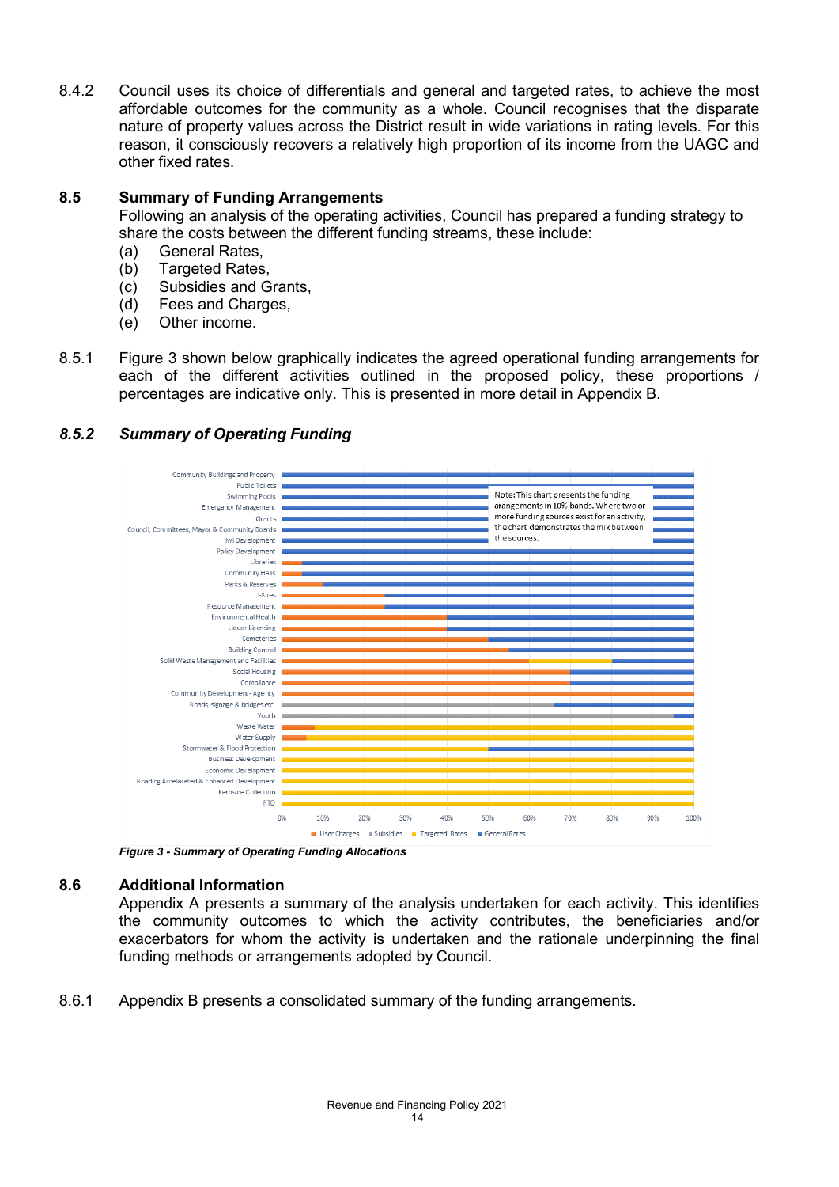8.4.2 Council uses its choice of differentials and general and targeted rates, to achieve the most affordable outcomes for the community as a whole. Council recognises that the disparate nature of property values across the District result in wide variations in rating levels. For this reason, it consciously recovers a relatively high proportion of its income from the UAGC and other fixed rates.

## 8.5 Summary of Funding Arrangements

Following an analysis of the operating activities, Council has prepared a funding strategy to share the costs between the different funding streams, these include:

(a) General Rates,
(b) Targeted Rates,
(c) Subsidies and Grants,
(d) Fees and Charges,
(e) Other income.

8.5.1 Figure 3 shown below graphically indicates the agreed operational funding arrangements for each of the different activities outlined in the proposed policy, these proportions / percentages are indicative only. This is presented in more detail in Appendix B.

### *8.5.2 Summary of Operating Funding*

***Figure 3 - Summary of Operating Funding Allocations***

## 8.6 Additional Information

Appendix A presents a summary of the analysis undertaken for each activity. This identifies the community outcomes to which the activity contributes, the beneficiaries and/or exacerbators for whom the activity is undertaken and the rationale underpinning the final funding methods or arrangements adopted by Council.

8.6.1 Appendix B presents a consolidated summary of the funding arrangements.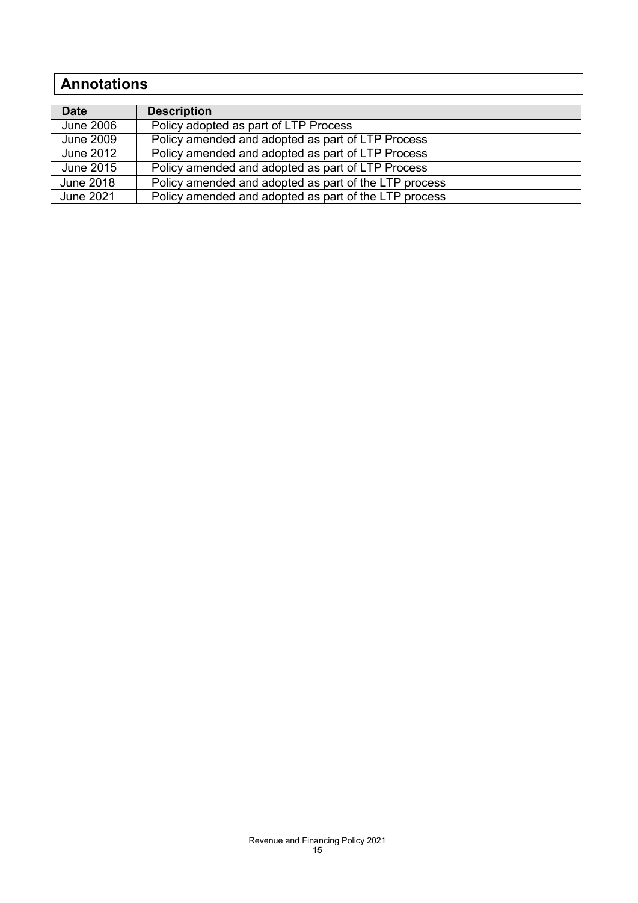## Annotations

| Date | Description |
|---|---|
| June 2006 | Policy adopted as part of LTP Process |
| June 2009 | Policy amended and adopted as part of LTP Process |
| June 2012 | Policy amended and adopted as part of LTP Process |
| June 2015 | Policy amended and adopted as part of LTP Process |
| June 2018 | Policy amended and adopted as part of the LTP process |
| June 2021 | Policy amended and adopted as part of the LTP process |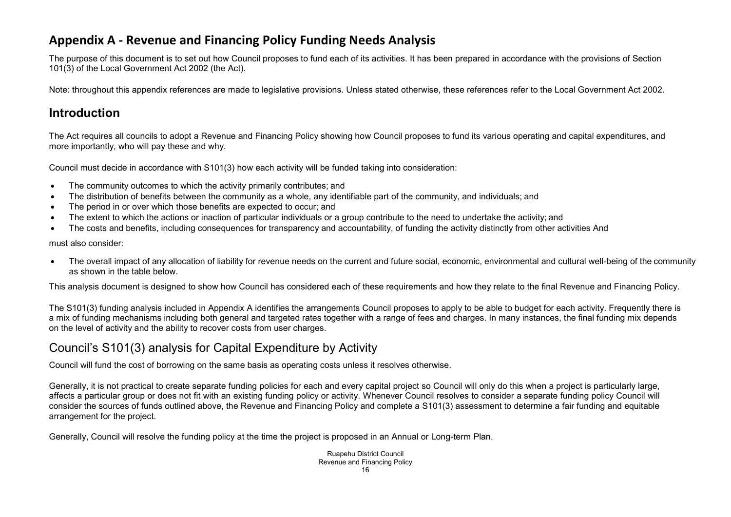# Appendix A - Revenue and Financing Policy Funding Needs Analysis

The purpose of this document is to set out how Council proposes to fund each of its activities. It has been prepared in accordance with the provisions of Section 101(3) of the Local Government Act 2002 (the Act).

Note: throughout this appendix references are made to legislative provisions. Unless stated otherwise, these references refer to the Local Government Act 2002.

## Introduction

The Act requires all councils to adopt a Revenue and Financing Policy showing how Council proposes to fund its various operating and capital expenditures, and more importantly, who will pay these and why.

Council must decide in accordance with S101(3) how each activity will be funded taking into consideration:

- The community outcomes to which the activity primarily contributes; and
- The distribution of benefits between the community as a whole, any identifiable part of the community, and individuals; and
- The period in or over which those benefits are expected to occur; and
- The extent to which the actions or inaction of particular individuals or a group contribute to the need to undertake the activity; and
- The costs and benefits, including consequences for transparency and accountability, of funding the activity distinctly from other activities And

must also consider:

- The overall impact of any allocation of liability for revenue needs on the current and future social, economic, environmental and cultural well-being of the community as shown in the table below.

This analysis document is designed to show how Council has considered each of these requirements and how they relate to the final Revenue and Financing Policy.

The S101(3) funding analysis included in Appendix A identifies the arrangements Council proposes to apply to be able to budget for each activity. Frequently there is a mix of funding mechanisms including both general and targeted rates together with a range of fees and charges. In many instances, the final funding mix depends on the level of activity and the ability to recover costs from user charges.

## Council's S101(3) analysis for Capital Expenditure by Activity

Council will fund the cost of borrowing on the same basis as operating costs unless it resolves otherwise.

Generally, it is not practical to create separate funding policies for each and every capital project so Council will only do this when a project is particularly large, affects a particular group or does not fit with an existing funding policy or activity. Whenever Council resolves to consider a separate funding policy Council will consider the sources of funds outlined above, the Revenue and Financing Policy and complete a S101(3) assessment to determine a fair funding and equitable arrangement for the project.

Generally, Council will resolve the funding policy at the time the project is proposed in an Annual or Long-term Plan.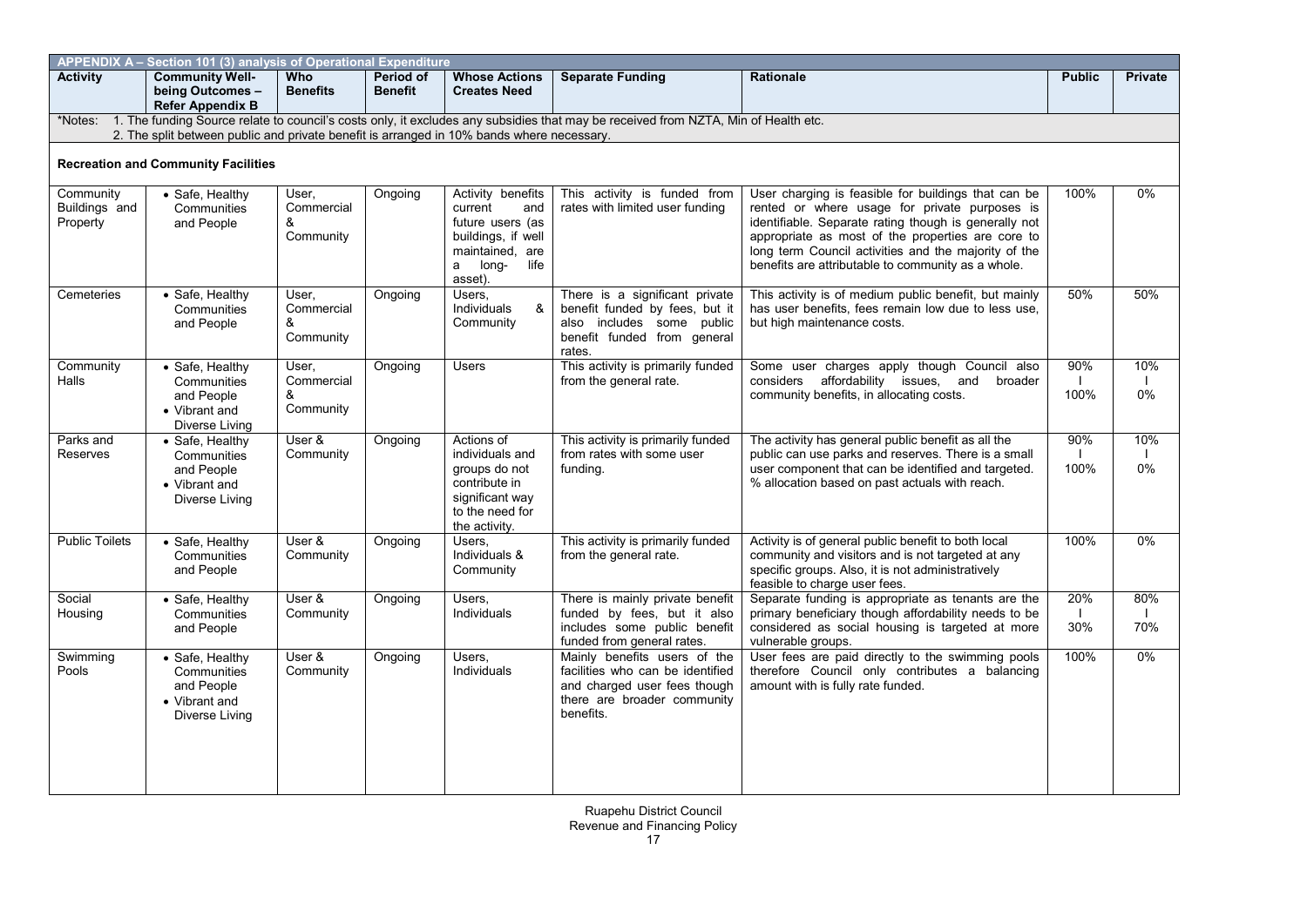| APPENDIX A – Section 101 (3) analysis of Operational Expenditure | | | | | | | | |
|---|---|---|---|---|---|---|---|---|
| **Activity** | **Community Well-being Outcomes – Refer Appendix B** | **Who Benefits** | **Period of Benefit** | **Whose Actions Creates Need** | **Separate Funding** | **Rationale** | **Public** | **Private** |
| *Notes: 1. The funding Source relate to council's costs only, it excludes any subsidies that may be received from NZTA, Min of Health etc. 2. The split between public and private benefit is arranged in 10% bands where necessary. | | | | | | | | |
| **Recreation and Community Facilities** | | | | | | | | |
| Community Buildings and Property | • Safe, Healthy Communities and People | User, Commercial & Community | Ongoing | Activity benefits current and future users (as buildings, if well maintained, are a long-life asset). | This activity is funded from rates with limited user funding | User charging is feasible for buildings that can be rented or where usage for private purposes is identifiable. Separate rating though is generally not appropriate as most of the properties are core to long term Council activities and the majority of the benefits are attributable to community as a whole. | 100% | 0% |
| Cemeteries | • Safe, Healthy Communities and People | User, Commercial & Community | Ongoing | Users, Individuals & Community | There is a significant private benefit funded by fees, but it also includes some public benefit funded from general rates. | This activity is of medium public benefit, but mainly has user benefits, fees remain low due to less use, but high maintenance costs. | 50% | 50% |
| Community Halls | • Safe, Healthy Communities and People<br>• Vibrant and Diverse Living | User, Commercial & Community | Ongoing | Users | This activity is primarily funded from the general rate. | Some user charges apply though Council also considers affordability issues, and broader community benefits, in allocating costs. | 90% I 100% | 10% I 0% |
| Parks and Reserves | • Safe, Healthy Communities and People<br>• Vibrant and Diverse Living | User & Community | Ongoing | Actions of individuals and groups do not contribute in significant way to the need for the activity. | This activity is primarily funded from rates with some user funding. | The activity has general public benefit as all the public can use parks and reserves. There is a small user component that can be identified and targeted. % allocation based on past actuals with reach. | 90% I 100% | 10% I 0% |
| Public Toilets | • Safe, Healthy Communities and People | User & Community | Ongoing | Users, Individuals & Community | This activity is primarily funded from the general rate. | Activity is of general public benefit to both local community and visitors and is not targeted at any specific groups. Also, it is not administratively feasible to charge user fees. | 100% | 0% |
| Social Housing | • Safe, Healthy Communities and People | User & Community | Ongoing | Users, Individuals | There is mainly private benefit funded by fees, but it also includes some public benefit funded from general rates. | Separate funding is appropriate as tenants are the primary beneficiary though affordability needs to be considered as social housing is targeted at more vulnerable groups. | 20% I 30% | 80% I 70% |
| Swimming Pools | • Safe, Healthy Communities and People<br>• Vibrant and Diverse Living | User & Community | Ongoing | Users, Individuals | Mainly benefits users of the facilities who can be identified and charged user fees though there are broader community benefits. | User fees are paid directly to the swimming pools therefore Council only contributes a balancing amount with is fully rate funded. | 100% | 0% |

Ruapehu District Council
Revenue and Financing Policy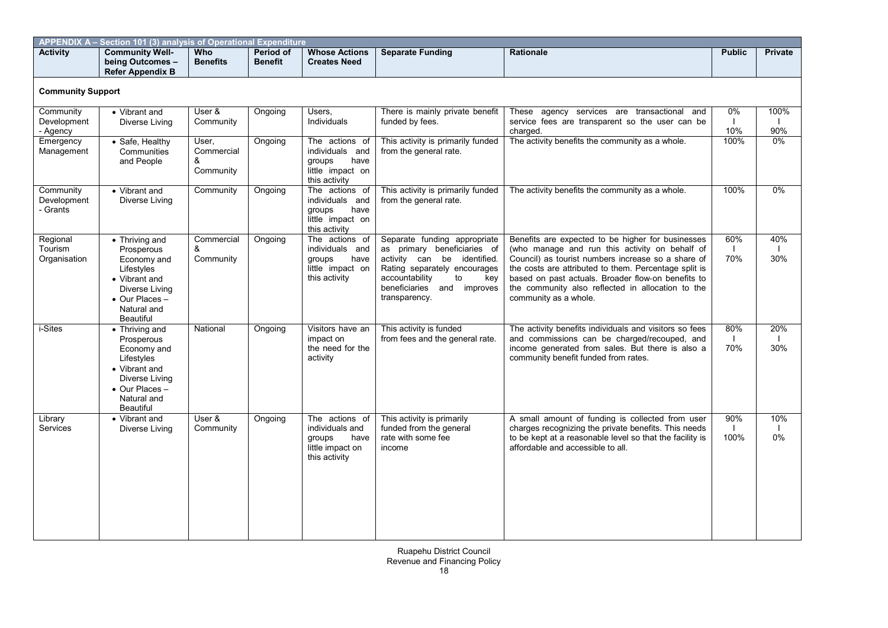| APPENDIX A – Section 101 (3) analysis of Operational Expenditure | | | | | | | | |
|---|---|---|---|---|---|---|---|---|
| **Activity** | **Community Well-being Outcomes – Refer Appendix B** | **Who Benefits** | **Period of Benefit** | **Whose Actions Creates Need** | **Separate Funding** | **Rationale** | **Public** | **Private** |
| **Community Support** | | | | | | | | |
| Community Development - Agency | • Vibrant and Diverse Living | User & Community | Ongoing | Users, Individuals | There is mainly private benefit funded by fees. | These agency services are transactional and service fees are transparent so the user can be charged. | 0% – 10% | 100% – 90% |
| Emergency Management | • Safe, Healthy Communities and People | User, Commercial & Community | Ongoing | The actions of individuals and groups have little impact on this activity | This activity is primarily funded from the general rate. | The activity benefits the community as a whole. | 100% | 0% |
| Community Development - Grants | • Vibrant and Diverse Living | Community | Ongoing | The actions of individuals and groups have little impact on this activity | This activity is primarily funded from the general rate. | The activity benefits the community as a whole. | 100% | 0% |
| Regional Tourism Organisation | • Thriving and Prosperous Economy and Lifestyles<br>• Vibrant and Diverse Living<br>• Our Places – Natural and Beautiful | Commercial & Community | Ongoing | The actions of individuals and groups have little impact on this activity | Separate funding appropriate as primary beneficiaries of activity can be identified. Rating separately encourages accountability to key beneficiaries and improves transparency. | Benefits are expected to be higher for businesses (who manage and run this activity on behalf of Council) as tourist numbers increase so a share of the costs are attributed to them. Percentage split is based on past actuals. Broader flow-on benefits to the community also reflected in allocation to the community as a whole. | 60% – 70% | 40% – 30% |
| i-Sites | • Thriving and Prosperous Economy and Lifestyles<br>• Vibrant and Diverse Living<br>• Our Places – Natural and Beautiful | National | Ongoing | Visitors have an impact on the need for the activity | This activity is funded from fees and the general rate. | The activity benefits individuals and visitors so fees and commissions can be charged/recouped, and income generated from sales. But there is also a community benefit funded from rates. | 80% – 70% | 20% – 30% |
| Library Services | • Vibrant and Diverse Living | User & Community | Ongoing | The actions of individuals and groups have little impact on this activity | This activity is primarily funded from the general rate with some fee income | A small amount of funding is collected from user charges recognizing the private benefits. This needs to be kept at a reasonable level so that the facility is affordable and accessible to all. | 90% – 100% | 10% – 0% |

Ruapehu District Council
Revenue and Financing Policy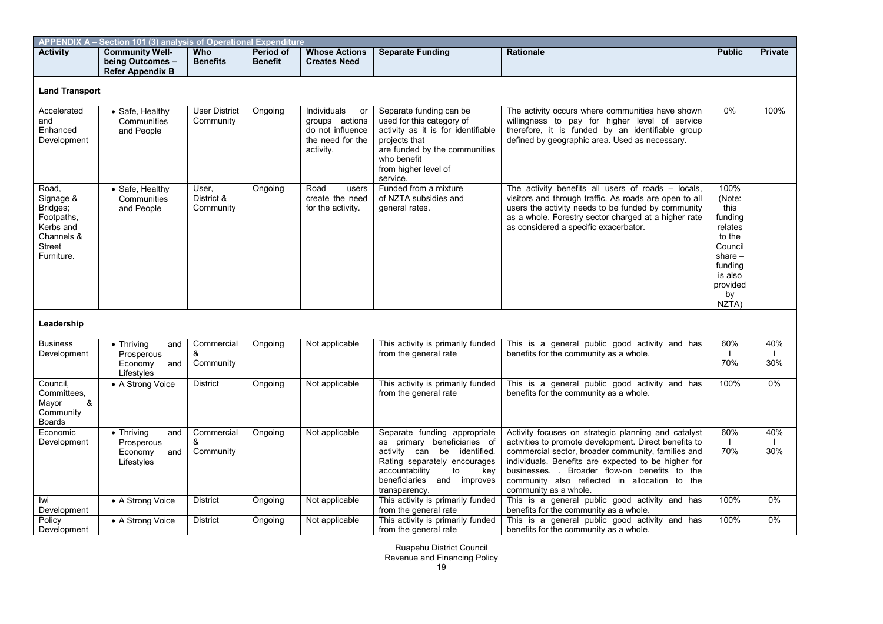| APPENDIX A – Section 101 (3) analysis of Operational Expenditure | | | | | | | | |
|---|---|---|---|---|---|---|---|---|
| **Activity** | **Community Well-being Outcomes – Refer Appendix B** | **Who Benefits** | **Period of Benefit** | **Whose Actions Creates Need** | **Separate Funding** | **Rationale** | **Public** | **Private** |
| **Land Transport** | | | | | | | | |
| Accelerated and Enhanced Development | • Safe, Healthy Communities and People | User District Community | Ongoing | Individuals or groups actions do not influence the need for the activity. | Separate funding can be used for this category of activity as it is for identifiable projects that are funded by the communities who benefit from higher level of service. | The activity occurs where communities have shown willingness to pay for higher level of service therefore, it is funded by an identifiable group defined by geographic area. Used as necessary. | 0% | 100% |
| Road, Signage & Bridges; Footpaths, Kerbs and Channels & Street Furniture. | • Safe, Healthy Communities and People | User, District & Community | Ongoing | Road users create the need for the activity. | Funded from a mixture of NZTA subsidies and general rates. | The activity benefits all users of roads – locals, visitors and through traffic. As roads are open to all users the activity needs to be funded by community as a whole. Forestry sector charged at a higher rate as considered a specific exacerbator. | 100% (Note: this funding relates to the Council share – funding is also provided by NZTA) | |
| **Leadership** | | | | | | | | |
| Business Development | • Thriving and Prosperous Economy and Lifestyles | Commercial & Community | Ongoing | Not applicable | This activity is primarily funded from the general rate | This is a general public good activity and has benefits for the community as a whole. | 60% I 70% | 40% I 30% |
| Council, Committees, Mayor & Community Boards | • A Strong Voice | District | Ongoing | Not applicable | This activity is primarily funded from the general rate | This is a general public good activity and has benefits for the community as a whole. | 100% | 0% |
| Economic Development | • Thriving and Prosperous Economy and Lifestyles | Commercial & Community | Ongoing | Not applicable | Separate funding appropriate as primary beneficiaries of activity can be identified. Rating separately encourages accountability to key beneficiaries and improves transparency. | Activity focuses on strategic planning and catalyst activities to promote development. Direct benefits to commercial sector, broader community, families and individuals. Benefits are expected to be higher for businesses. . Broader flow-on benefits to the community also reflected in allocation to the community as a whole. | 60% I 70% | 40% I 30% |
| Iwi Development | • A Strong Voice | District | Ongoing | Not applicable | This activity is primarily funded from the general rate | This is a general public good activity and has benefits for the community as a whole. | 100% | 0% |
| Policy Development | • A Strong Voice | District | Ongoing | Not applicable | This activity is primarily funded from the general rate | This is a general public good activity and has benefits for the community as a whole. | 100% | 0% |

Ruapehu District Council
Revenue and Financing Policy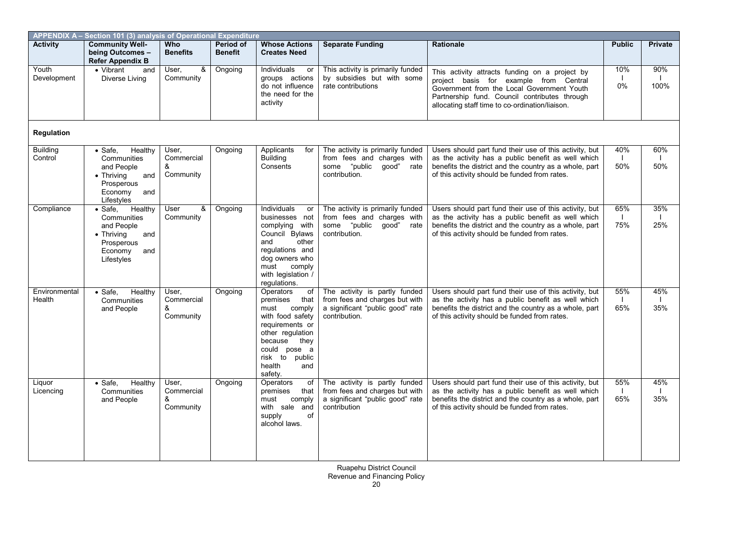| APPENDIX A – Section 101 (3) analysis of Operational Expenditure | | | | | | | | |
|---|---|---|---|---|---|---|---|---|
| **Activity** | **Community Well-being Outcomes – Refer Appendix B** | **Who Benefits** | **Period of Benefit** | **Whose Actions Creates Need** | **Separate Funding** | **Rationale** | **Public** | **Private** |
| Youth Development | • Vibrant and Diverse Living | User, & Community | Ongoing | Individuals or groups actions do not influence the need for the activity | This activity is primarily funded by subsidies but with some rate contributions | This activity attracts funding on a project by project basis for example from Central Government from the Local Government Youth Partnership fund. Council contributes through allocating staff time to co-ordination/liaison. | 10% - 0% | 90% - 100% |
| **Regulation** | | | | | | | | |
| Building Control | • Safe, Healthy Communities and People<br>• Thriving and Prosperous Economy and Lifestyles | User, Commercial & Community | Ongoing | Applicants for Building Consents | The activity is primarily funded from fees and charges with some "public good" rate contribution. | Users should part fund their use of this activity, but as the activity has a public benefit as well which benefits the district and the country as a whole, part of this activity should be funded from rates. | 40% - 50% | 60% - 50% |
| Compliance | • Safe, Healthy Communities and People<br>• Thriving and Prosperous Economy and Lifestyles | User & Community | Ongoing | Individuals or businesses not complying with Council Bylaws and other regulations and dog owners who must comply with legislation / regulations. | The activity is primarily funded from fees and charges with some "public good" rate contribution. | Users should part fund their use of this activity, but as the activity has a public benefit as well which benefits the district and the country as a whole, part of this activity should be funded from rates. | 65% - 75% | 35% - 25% |
| Environmental Health | • Safe, Healthy Communities and People | User, Commercial & Community | Ongoing | Operators of premises that must comply with food safety requirements or other regulation because they could pose a risk to public health and safety. | The activity is partly funded from fees and charges but with a significant "public good" rate contribution. | Users should part fund their use of this activity, but as the activity has a public benefit as well which benefits the district and the country as a whole, part of this activity should be funded from rates. | 55% - 65% | 45% - 35% |
| Liquor Licencing | • Safe, Healthy Communities and People | User, Commercial & Community | Ongoing | Operators of premises that must comply with sale and supply of alcohol laws. | The activity is partly funded from fees and charges but with a significant "public good" rate contribution | Users should part fund their use of this activity, but as the activity has a public benefit as well which benefits the district and the country as a whole, part of this activity should be funded from rates. | 55% - 65% | 45% - 35% |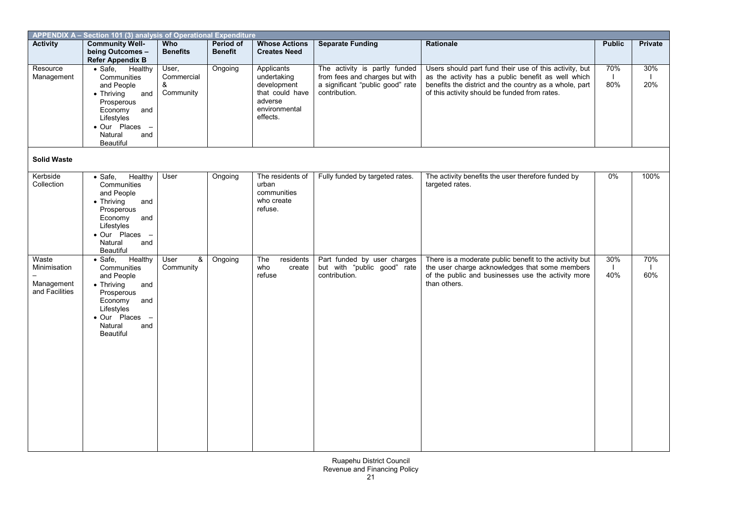| APPENDIX A – Section 101 (3) analysis of Operational Expenditure | | | | | | | | |
|---|---|---|---|---|---|---|---|---|
| **Activity** | **Community Well-being Outcomes – Refer Appendix B** | **Who Benefits** | **Period of Benefit** | **Whose Actions Creates Need** | **Separate Funding** | **Rationale** | **Public** | **Private** |
| Resource Management | • Safe, Healthy Communities and People<br>• Thriving and Prosperous Economy and Lifestyles<br>• Our Places – Natural and Beautiful | User, Commercial & Community | Ongoing | Applicants undertaking development that could have adverse environmental effects. | The activity is partly funded from fees and charges but with a significant "public good" rate contribution. | Users should part fund their use of this activity, but as the activity has a public benefit as well which benefits the district and the country as a whole, part of this activity should be funded from rates. | 70% \| 80% | 30% \| 20% |
| **Solid Waste** | | | | | | | | |
| Kerbside Collection | • Safe, Healthy Communities and People<br>• Thriving and Prosperous Economy and Lifestyles<br>• Our Places – Natural and Beautiful | User | Ongoing | The residents of urban communities who create refuse. | Fully funded by targeted rates. | The activity benefits the user therefore funded by targeted rates. | 0% | 100% |
| Waste Minimisation – Management and Facilities | • Safe, Healthy Communities and People<br>• Thriving and Prosperous Economy and Lifestyles<br>• Our Places – Natural and Beautiful | User & Community | Ongoing | The residents who create refuse | Part funded by user charges but with "public good" rate contribution. | There is a moderate public benefit to the activity but the user charge acknowledges that some members of the public and businesses use the activity more than others. | 30% \| 40% | 70% \| 60% |

Ruapehu District Council
Revenue and Financing Policy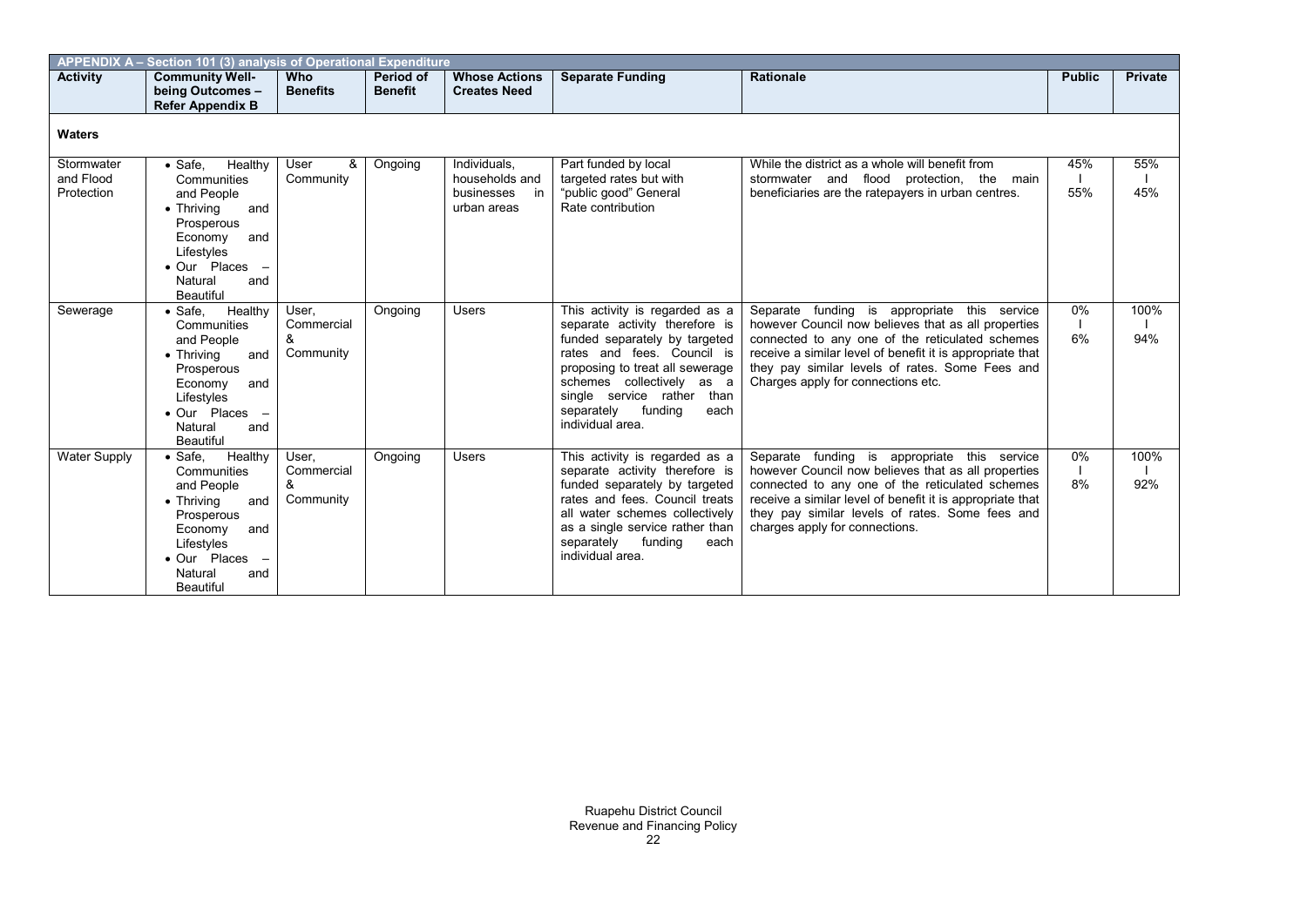| APPENDIX A – Section 101 (3) analysis of Operational Expenditure | | | | | | | | |
|---|---|---|---|---|---|---|---|---|
| **Activity** | **Community Well-being Outcomes – Refer Appendix B** | **Who Benefits** | **Period of Benefit** | **Whose Actions Creates Need** | **Separate Funding** | **Rationale** | **Public** | **Private** |
| **Waters** | | | | | | | | |
| Stormwater and Flood Protection | • Safe, Healthy Communities and People<br>• Thriving and Prosperous Economy and Lifestyles<br>• Our Places – Natural and Beautiful | User & Community | Ongoing | Individuals, households and businesses in urban areas | Part funded by local targeted rates but with "public good" General Rate contribution | While the district as a whole will benefit from stormwater and flood protection, the main beneficiaries are the ratepayers in urban centres. | 45% - 55% | 55% - 45% |
| Sewerage | • Safe, Healthy Communities and People<br>• Thriving and Prosperous Economy and Lifestyles<br>• Our Places – Natural and Beautiful | User, Commercial & Community | Ongoing | Users | This activity is regarded as a separate activity therefore is funded separately by targeted rates and fees. Council is proposing to treat all sewerage schemes collectively as a single service rather than separately funding each individual area. | Separate funding is appropriate this service however Council now believes that as all properties connected to any one of the reticulated schemes receive a similar level of benefit it is appropriate that they pay similar levels of rates. Some Fees and Charges apply for connections etc. | 0% - 6% | 100% - 94% |
| Water Supply | • Safe, Healthy Communities and People<br>• Thriving and Prosperous Economy and Lifestyles<br>• Our Places – Natural and Beautiful | User, Commercial & Community | Ongoing | Users | This activity is regarded as a separate activity therefore is funded separately by targeted rates and fees. Council treats all water schemes collectively as a single service rather than separately funding each individual area. | Separate funding is appropriate this service however Council now believes that as all properties connected to any one of the reticulated schemes receive a similar level of benefit it is appropriate that they pay similar levels of rates. Some fees and charges apply for connections. | 0% - 8% | 100% - 92% |

Ruapehu District Council
Revenue and Financing Policy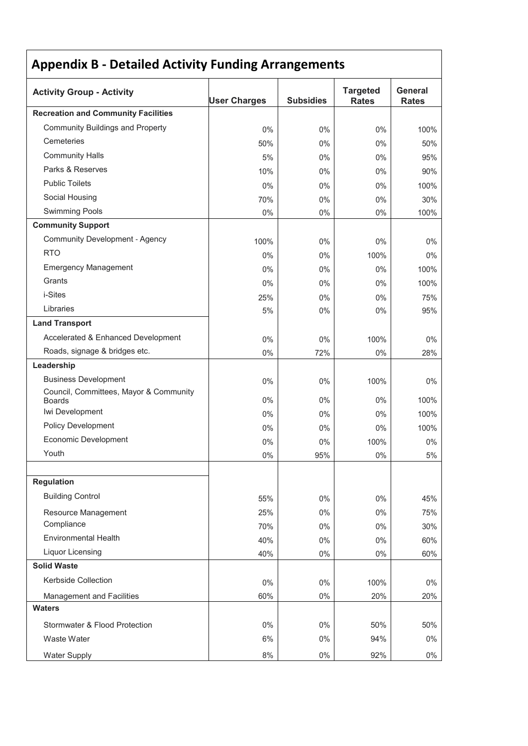## Appendix B - Detailed Activity Funding Arrangements

| Activity Group - Activity | User Charges | Subsidies | Targeted Rates | General Rates |
|---|---|---|---|---|
| **Recreation and Community Facilities** | | | | |
| Community Buildings and Property | 0% | 0% | 0% | 100% |
| Cemeteries | 50% | 0% | 0% | 50% |
| Community Halls | 5% | 0% | 0% | 95% |
| Parks & Reserves | 10% | 0% | 0% | 90% |
| Public Toilets | 0% | 0% | 0% | 100% |
| Social Housing | 70% | 0% | 0% | 30% |
| Swimming Pools | 0% | 0% | 0% | 100% |
| **Community Support** | | | | |
| Community Development - Agency | 100% | 0% | 0% | 0% |
| RTO | 0% | 0% | 100% | 0% |
| Emergency Management | 0% | 0% | 0% | 100% |
| Grants | 0% | 0% | 0% | 100% |
| i-Sites | 25% | 0% | 0% | 75% |
| Libraries | 5% | 0% | 0% | 95% |
| **Land Transport** | | | | |
| Accelerated & Enhanced Development | 0% | 0% | 100% | 0% |
| Roads, signage & bridges etc. | 0% | 72% | 0% | 28% |
| **Leadership** | | | | |
| Business Development | 0% | 0% | 100% | 0% |
| Council, Committees, Mayor & Community Boards | 0% | 0% | 0% | 100% |
| Iwi Development | 0% | 0% | 0% | 100% |
| Policy Development | 0% | 0% | 0% | 100% |
| Economic Development | 0% | 0% | 100% | 0% |
| Youth | 0% | 95% | 0% | 5% |
| | | | | |
| **Regulation** | | | | |
| Building Control | 55% | 0% | 0% | 45% |
| Resource Management | 25% | 0% | 0% | 75% |
| Compliance | 70% | 0% | 0% | 30% |
| Environmental Health | 40% | 0% | 0% | 60% |
| Liquor Licensing | 40% | 0% | 0% | 60% |
| **Solid Waste** | | | | |
| Kerbside Collection | 0% | 0% | 100% | 0% |
| Management and Facilities | 60% | 0% | 20% | 20% |
| **Waters** | | | | |
| Stormwater & Flood Protection | 0% | 0% | 50% | 50% |
| Waste Water | 6% | 0% | 94% | 0% |
| Water Supply | 8% | 0% | 92% | 0% |